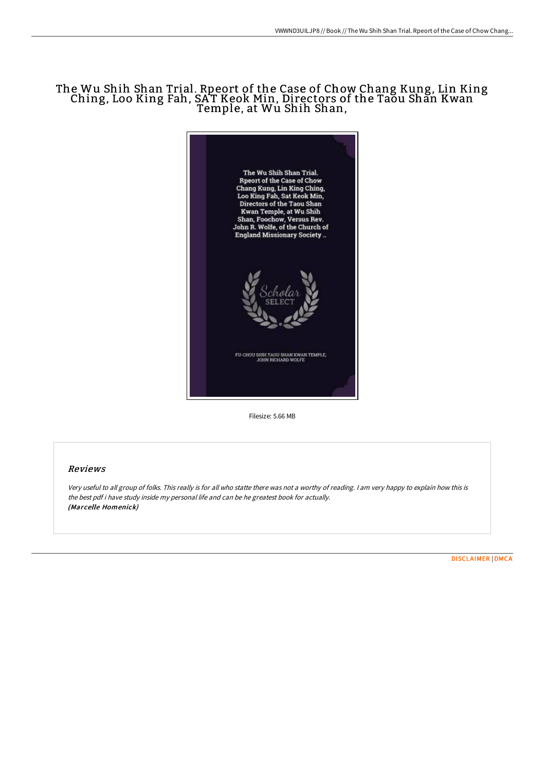# The Wu Shih Shan Trial. Rpeort of the Case of Chow Chang Kung, Lin King Ching, Loo King Fah, SAT Keok Min, Directors of the Taou Shan Kwan Temple, at Wu Shih Shan,

The Wu Shih Shan Trial. Rpeort of the Case of Chow Chang Kung, Lin King Ching, Loo King Fah, Sat Keok Min, Directors of the Taou Shan Kwan Temple, at Wu Shih Shan, Foochow, Versus Rev. John R. Wolfe, of the Church of England Missionary Society ..

Scholar SELECT

FU-CHOU SHIH TAOU SHAN KWAN TEMPLE, JOHN RICHARD WOLFE

Filesize: 5.66 MB

## Reviews

*Very useful to all group of folks. This really is for all who statte there was not a worthy of reading. I am very happy to explain how this is the best pdf i have study inside my personal life and can be he greatest book for actually.*
***(Marcelle Homenick)***

DISCLAIMER | DMCA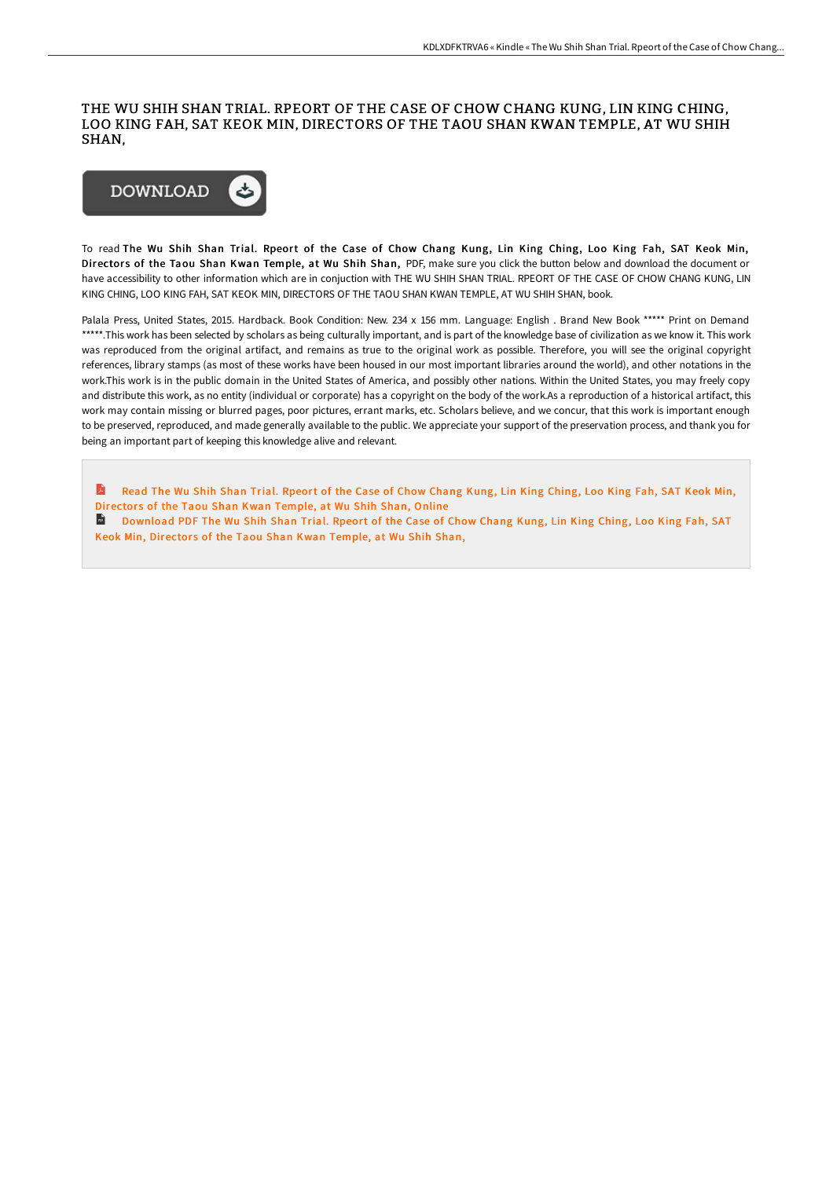# THE WU SHIH SHAN TRIAL. RPEORT OF THE CASE OF CHOW CHANG KUNG, LIN KING CHING, LOO KING FAH, SAT KEOK MIN, DIRECTORS OF THE TAOU SHAN KWAN TEMPLE, AT WU SHIH SHAN,

DOWNLOAD

To read **The Wu Shih Shan Trial. Rpeort of the Case of Chow Chang Kung, Lin King Ching, Loo King Fah, SAT Keok Min, Directors of the Taou Shan Kwan Temple, at Wu Shih Shan,** PDF, make sure you click the button below and download the document or have accessibility to other information which are in conjuction with THE WU SHIH SHAN TRIAL. RPEORT OF THE CASE OF CHOW CHANG KUNG, LIN KING CHING, LOO KING FAH, SAT KEOK MIN, DIRECTORS OF THE TAOU SHAN KWAN TEMPLE, AT WU SHIH SHAN, book.

Palala Press, United States, 2015. Hardback. Book Condition: New. 234 x 156 mm. Language: English . Brand New Book ***** Print on Demand *****.This work has been selected by scholars as being culturally important, and is part of the knowledge base of civilization as we know it. This work was reproduced from the original artifact, and remains as true to the original work as possible. Therefore, you will see the original copyright references, library stamps (as most of these works have been housed in our most important libraries around the world), and other notations in the work.This work is in the public domain in the United States of America, and possibly other nations. Within the United States, you may freely copy and distribute this work, as no entity (individual or corporate) has a copyright on the body of the work.As a reproduction of a historical artifact, this work may contain missing or blurred pages, poor pictures, errant marks, etc. Scholars believe, and we concur, that this work is important enough to be preserved, reproduced, and made generally available to the public. We appreciate your support of the preservation process, and thank you for being an important part of keeping this knowledge alive and relevant.

Read The Wu Shih Shan Trial. Rpeort of the Case of Chow Chang Kung, Lin King Ching, Loo King Fah, SAT Keok Min, Directors of the Taou Shan Kwan Temple, at Wu Shih Shan, Online

Download PDF The Wu Shih Shan Trial. Rpeort of the Case of Chow Chang Kung, Lin King Ching, Loo King Fah, SAT Keok Min, Directors of the Taou Shan Kwan Temple, at Wu Shih Shan,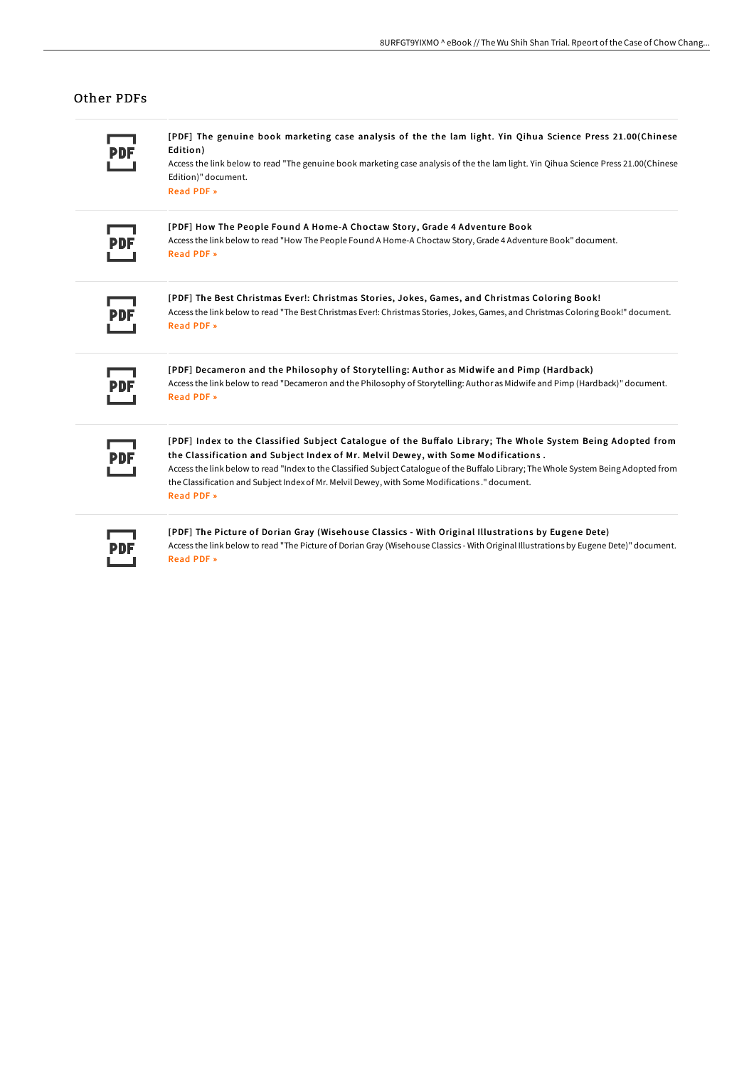## Other PDFs

[PDF] The genuine book marketing case analysis of the the lam light. Yin Qihua Science Press 21.00(Chinese Edition)

Access the link below to read "The genuine book marketing case analysis of the the lam light. Yin Qihua Science Press 21.00(Chinese Edition)" document.

Read PDF »

[PDF] How The People Found A Home-A Choctaw Story, Grade 4 Adventure Book

Access the link below to read "How The People Found A Home-A Choctaw Story, Grade 4 Adventure Book" document.

Read PDF »

[PDF] The Best Christmas Ever!: Christmas Stories, Jokes, Games, and Christmas Coloring Book!

Access the link below to read "The Best Christmas Ever!: Christmas Stories, Jokes, Games, and Christmas Coloring Book!" document.

Read PDF »

[PDF] Decameron and the Philosophy of Storytelling: Author as Midwife and Pimp (Hardback)

Access the link below to read "Decameron and the Philosophy of Storytelling: Author as Midwife and Pimp (Hardback)" document.

Read PDF »

[PDF] Index to the Classified Subject Catalogue of the Buffalo Library; The Whole System Being Adopted from the Classification and Subject Index of Mr. Melvil Dewey, with Some Modifications .

Access the link below to read "Index to the Classified Subject Catalogue of the Buffalo Library; The Whole System Being Adopted from the Classification and Subject Index of Mr. Melvil Dewey, with Some Modifications ." document.

Read PDF »

[PDF] The Picture of Dorian Gray (Wisehouse Classics - With Original Illustrations by Eugene Dete)

Access the link below to read "The Picture of Dorian Gray (Wisehouse Classics - With Original Illustrations by Eugene Dete)" document.

Read PDF »